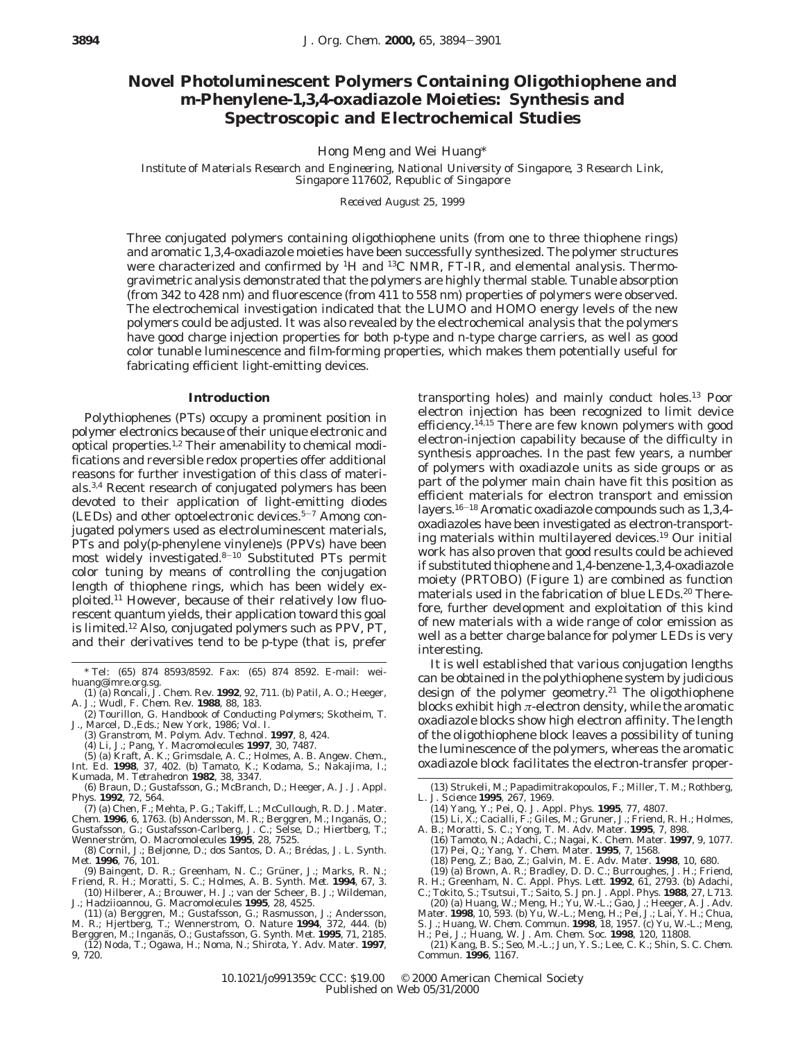# Novel Photoluminescent Polymers Containing Oligothiophene and m-Phenylene-1,3,4-oxadiazole Moieties: Synthesis and Spectroscopic and Electrochemical Studies

Hong Meng and Wei Huang*

*Institute of Materials Research and Engineering, National University of Singapore, 3 Research Link, Singapore 117602, Republic of Singapore*

*Received August 25, 1999*

Three conjugated polymers containing oligothiophene units (from one to three thiophene rings) and aromatic 1,3,4-oxadiazole moieties have been successfully synthesized. The polymer structures were characterized and confirmed by $^1$H and $^{13}$C NMR, FT-IR, and elemental analysis. Thermogravimetric analysis demonstrated that the polymers are highly thermal stable. Tunable absorption (from 342 to 428 nm) and fluorescence (from 411 to 558 nm) properties of polymers were observed. The electrochemical investigation indicated that the LUMO and HOMO energy levels of the new polymers could be adjusted. It was also revealed by the electrochemical analysis that the polymers have good charge injection properties for both p-type and n-type charge carriers, as well as good color tunable luminescence and film-forming properties, which makes them potentially useful for fabricating efficient light-emitting devices.

## Introduction

Polythiophenes (PTs) occupy a prominent position in polymer electronics because of their unique electronic and optical properties.[1,2] Their amenability to chemical modifications and reversible redox properties offer additional reasons for further investigation of this class of materials.[3,4] Recent research of conjugated polymers has been devoted to their application of light-emitting diodes (LEDs) and other optoelectronic devices.[5-7] Among conjugated polymers used as electroluminescent materials, PTs and poly(p-phenylene vinylene)s (PPVs) have been most widely investigated.[8-10] Substituted PTs permit color tuning by means of controlling the conjugation length of thiophene rings, which has been widely exploited.[11] However, because of their relatively low fluorescent quantum yields, their application toward this goal is limited.[12] Also, conjugated polymers such as PPV, PT, and their derivatives tend to be p-type (that is, prefer transporting holes) and mainly conduct holes.[13] Poor electron injection has been recognized to limit device efficiency.[14,15] There are few known polymers with good electron-injection capability because of the difficulty in synthesis approaches. In the past few years, a number of polymers with oxadiazole units as side groups or as part of the polymer main chain have fit this position as efficient materials for electron transport and emission layers.[16-18] Aromatic oxadiazole compounds such as 1,3,4-oxadiazoles have been investigated as electron-transporting materials within multilayered devices.[19] Our initial work has also proven that good results could be achieved if substituted thiophene and 1,4-benzene-1,3,4-oxadiazole moiety (PRTOBO) (Figure 1) are combined as function materials used in the fabrication of blue LEDs.[20] Therefore, further development and exploitation of this kind of new materials with a wide range of color emission as well as a better charge balance for polymer LEDs is very interesting.

It is well established that various conjugation lengths can be obtained in the polythiophene system by judicious design of the polymer geometry.[21] The oligothiophene blocks exhibit high π-electron density, while the aromatic oxadiazole blocks show high electron affinity. The length of the oligothiophene block leaves a possibility of tuning the luminescence of the polymers, whereas the aromatic oxadiazole block facilitates the electron-transfer proper-

---

\* Tel: (65) 874 8593/8592. Fax: (65) 874 8592. E-mail: wei-huang@imre.org.sg.

(1) (a) Roncali, J. *Chem. Rev.* **1992**, 92, 711. (b) Patil, A. O.; Heeger, A. J.; Wudl, F. *Chem. Rev.* **1988**, 88, 183.

(2) Tourillon, G. *Handbook of Conducting Polymers*; Skotheim, T. J., Marcel, D.,Eds.; New York, 1986; Vol. I.

(3) Granstrom, M. *Polym. Adv. Technol.* **1997**, 8, 424.

(4) Li, J.; Pang, Y. *Macromolecules* **1997**, 30, 7487.

(5) (a) Kraft, A. K.; Grimsdale, A. C.; Holmes, A. B. *Angew. Chem., Int. Ed.* **1998**, 37, 402. (b) Tamato, K.; Kodama, S.; Nakajima, I.; Kumada, M. *Tetrahedron* **1982**, 38, 3347.

(6) Braun, D.; Gustafsson, G.; McBranch, D.; Heeger, A. J. *J. Appl. Phys.* **1992**, 72, 564.

(7) (a) Chen, F.; Mehta, P. G.; Takiff, L.; McCullough, R. D. *J. Mater. Chem.* **1996**, 6, 1763. (b) Andersson, M. R.; Berggren, M.; Inganäs, O.; Gustafsson, G.; Gustafsson-Carlberg, J. C.; Selse, D.; Hiertberg, T.; Wennerström, O. *Macromolecules* **1995**, 28, 7525.

(8) Cornil, J.; Beljonne, D.; dos Santos, D. A.; Brédas, J. L. *Synth. Met.* **1996**, 76, 101.

(9) Baingent, D. R.; Greenham, N. C.; Grüner, J.; Marks, R. N.; Friend, R. H.; Moratti, S. C.; Holmes, A. B. *Synth. Met.* **1994**, 67, 3.

(10) Hilberer, A.; Brouwer, H. J.; van der Scheer, B. J.; Wildeman, J.; Hadziioannou, G. *Macromolecules* **1995**, 28, 4525.

(11) (a) Berggren, M.; Gustafsson, G.; Rasmusson, J.; Andersson, M. R.; Hjertberg, T.; Wennerstrom, O. *Nature* **1994**, 372, 444. (b) Berggren, M.; Inganäs, O.; Gustafsson, G. *Synth. Met.* **1995**, 71, 2185.

(12) Noda, T.; Ogawa, H.; Noma, N.; Shirota, Y. *Adv. Mater.* **1997**, 9, 720.

(13) Strukeli, M.; Papadimitrakopoulos, F.; Miller, T. M.; Rothberg, L. J. *Science* **1995**, 267, 1969.

(14) Yang, Y.; Pei, Q. *J. Appl. Phys.* **1995**, 77, 4807.

(15) Li, X.; Cacialli, F.; Giles, M.; Gruner, J.; Friend, R. H.; Holmes, A. B.; Moratti, S. C.; Yong, T. M. *Adv. Mater.* **1995**, 7, 898.

(16) Tamoto, N.; Adachi, C.; Nagai, K. *Chem. Mater.* **1997**, 9, 1077.

(17) Pei, Q.; Yang, Y. *Chem. Mater.* **1995**, 7, 1568.

(18) Peng, Z.; Bao, Z.; Galvin, M. E. *Adv. Mater.* **1998**, 10, 680.

(19) (a) Brown, A. R.; Bradley, D. D. C.; Burroughes, J. H.; Friend, R. H.; Greenham, N. C. *Appl. Phys. Lett.* **1992**, 61, 2793. (b) Adachi, C.; Tokito, S.; Tsutsui, T.; Saito, S. *Jpn. J. Appl. Phys.* **1988**, 27, L713.

(20) (a) Huang, W.; Meng, H.; Yu, W.-L.; Gao, J.; Heeger, A. J. *Adv. Mater.* **1998**, 10, 593. (b) Yu, W.-L.; Meng, H.; Pei, J.; Lai, Y. H.; Chua, S. J.; Huang, W. *Chem. Commun.* **1998**, 18, 1957. (c) Yu, W.-L.; Meng, H.; Pei, J.; Huang, W. *J. Am. Chem. Soc.* **1998**, 120, 11808.

(21) Kang, B. S.; Seo, M.-L.; Jun, Y. S.; Lee, C. K.; Shin, S. C. *Chem. Commun.* **1996**, 1167.

10.1021/jo991359c CCC: $19.00 © 2000 American Chemical Society
Published on Web 05/31/2000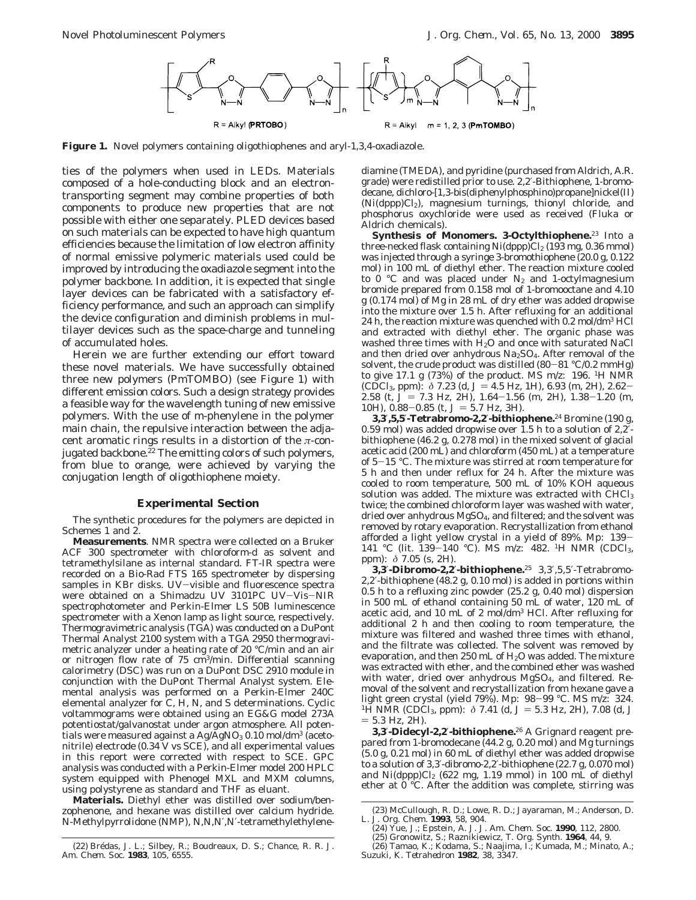R = Alkyl (**PRTOBO**)

R = Alkyl m = 1, 2, 3 (**PmTOMBO**)

**Figure 1.** Novel polymers containing oligothiophenes and aryl-1,3,4-oxadiazole.

ties of the polymers when used in LEDs. Materials composed of a hole-conducting block and an electron-transporting segment may combine properties of both components to produce new properties that are not possible with either one separately. PLED devices based on such materials can be expected to have high quantum efficiencies because the limitation of low electron affinity of normal emissive polymeric materials used could be improved by introducing the oxadiazole segment into the polymer backbone. In addition, it is expected that single layer devices can be fabricated with a satisfactory efficiency performance, and such an approach can simplify the device configuration and diminish problems in multilayer devices such as the space-charge and tunneling of accumulated holes.

Herein we are further extending our effort toward these novel materials. We have successfully obtained three new polymers (PmTOMBO) (see Figure 1) with different emission colors. Such a design strategy provides a feasible way for the wavelength tuning of new emissive polymers. With the use of m-phenylene in the polymer main chain, the repulsive interaction between the adjacent aromatic rings results in a distortion of the π-conjugated backbone.[22] The emitting colors of such polymers, from blue to orange, were achieved by varying the conjugation length of oligothiophene moiety.

## Experimental Section

The synthetic procedures for the polymers are depicted in Schemes 1 and 2.

**Measurements**. NMR spectra were collected on a Bruker ACF 300 spectrometer with chloroform-d as solvent and tetramethylsilane as internal standard. FT-IR spectra were recorded on a Bio-Rad FTS 165 spectrometer by dispersing samples in KBr disks. UV−visible and fluorescence spectra were obtained on a Shimadzu UV 3101PC UV−Vis−NIR spectrophotometer and Perkin-Elmer LS 50B luminescence spectrometer with a Xenon lamp as light source, respectively. Thermogravimetric analysis (TGA) was conducted on a DuPont Thermal Analyst 2100 system with a TGA 2950 thermogravimetric analyzer under a heating rate of 20 °C/min and an air or nitrogen flow rate of 75 $cm^3$/min. Differential scanning calorimetry (DSC) was run on a DuPont DSC 2910 module in conjunction with the DuPont Thermal Analyst system. Elemental analysis was performed on a Perkin-Elmer 240C elemental analyzer for C, H, N, and S determinations. Cyclic voltammograms were obtained using an EG&G model 273A potentiostat/galvanostat under argon atmosphere. All potentials were measured against a Ag/$AgNO_3$ 0.10 mol/$dm^3$ (acetonitrile) electrode (0.34 V vs SCE), and all experimental values in this report were corrected with respect to SCE. GPC analysis was conducted with a Perkin-Elmer model 200 HPLC system equipped with Phenogel MXL and MXM columns, using polystyrene as standard and THF as eluant.

**Materials.** Diethyl ether was distilled over sodium/benzophenone, and hexane was distilled over calcium hydride. N-Methylpyrrolidone (NMP), N,N,N′,N′-tetramethylethylenediamine (TMEDA), and pyridine (purchased from Aldrich, A.R. grade) were redistilled prior to use. 2,2′-Bithiophene, 1-bromodecane, dichloro-[1,3-bis(diphenylphosphino)propane]nickel(II) (Ni(dppp)$Cl_2$), magnesium turnings, thionyl chloride, and phosphorus oxychloride were used as received (Fluka or Aldrich chemicals).

**Synthesis of Monomers. 3-Octylthiophene.**[23] Into a three-necked flask containing Ni(dppp)$Cl_2$ (193 mg, 0.36 mmol) was injected through a syringe 3-bromothiophene (20.0 g, 0.122 mol) in 100 mL of diethyl ether. The reaction mixture cooled to 0 °C and was placed under $N_2$ and 1-octylmagnesium bromide prepared from 0.158 mol of 1-bromooctane and 4.10 g (0.174 mol) of Mg in 28 mL of dry ether was added dropwise into the mixture over 1.5 h. After refluxing for an additional 24 h, the reaction mixture was quenched with 0.2 mol/$dm^3$ HCl and extracted with diethyl ether. The organic phase was washed three times with $H_2O$ and once with saturated NaCl and then dried over anhydrous $Na_2SO_4$. After removal of the solvent, the crude product was distilled (80−81 °C/0.2 mmHg) to give 17.1 g (73%) of the product. MS m/z: 196. $^1$H NMR ($CDCl_3$, ppm): δ 7.23 (d, J = 4.5 Hz, 1H), 6.93 (m, 2H), 2.62−2.58 (t, J = 7.3 Hz, 2H), 1.64−1.56 (m, 2H), 1.38−1.20 (m, 10H), 0.88−0.85 (t, J = 5.7 Hz, 3H).

**3,3′,5,5′-Tetrabromo-2,2′-bithiophene.**[24] Bromine (190 g, 0.59 mol) was added dropwise over 1.5 h to a solution of 2,2′-bithiophene (46.2 g, 0.278 mol) in the mixed solvent of glacial acetic acid (200 mL) and chloroform (450 mL) at a temperature of 5−15 °C. The mixture was stirred at room temperature for 5 h and then under reflux for 24 h. After the mixture was cooled to room temperature, 500 mL of 10% KOH aqueous solution was added. The mixture was extracted with $CHCl_3$ twice; the combined chloroform layer was washed with water, dried over anhydrous $MgSO_4$, and filtered; and the solvent was removed by rotary evaporation. Recrystallization from ethanol afforded a light yellow crystal in a yield of 89%. Mp: 139−141 °C (lit. 139−140 °C). MS m/z: 482. $^1$H NMR ($CDCl_3$, ppm): δ 7.05 (s, 2H).

**3,3′-Dibromo-2,2′-bithiophene.**[25] 3,3′,5,5′-Tetrabromo-2,2′-bithiophene (48.2 g, 0.10 mol) is added in portions within 0.5 h to a refluxing zinc powder (25.2 g, 0.40 mol) dispersion in 500 mL of ethanol containing 50 mL of water, 120 mL of acetic acid, and 10 mL of 2 mol/$dm^3$ HCl. After refluxing for additional 2 h and then cooling to room temperature, the mixture was filtered and washed three times with ethanol, and the filtrate was collected. The solvent was removed by evaporation, and then 250 mL of $H_2O$ was added. The mixture was extracted with ether, and the combined ether was washed with water, dried over anhydrous $MgSO_4$, and filtered. Removal of the solvent and recrystallization from hexane gave a light green crystal (yield 79%). Mp: 98−99 °C. MS m/z: 324. $^1$H NMR ($CDCl_3$, ppm): δ 7.41 (d, J = 5.3 Hz, 2H), 7.08 (d, J = 5.3 Hz, 2H).

**3,3′-Didecyl-2,2′-bithiophene.**[26] A Grignard reagent prepared from 1-bromodecane (44.2 g, 0.20 mol) and Mg turnings (5.0 g, 0.21 mol) in 60 mL of diethyl ether was added dropwise to a solution of 3,3′-dibromo-2,2′-bithiophene (22.7 g, 0.070 mol) and Ni(dppp)$Cl_2$ (622 mg, 1.19 mmol) in 100 mL of diethyl ether at 0 °C. After the addition was complete, stirring was

(22) Brédas, J. L.; Silbey, R.; Boudreaux, D. S.; Chance, R. R. J. Am. Chem. Soc. **1983**, 105, 6555.

(23) McCullough, R. D.; Lowe, R. D.; Jayaraman, M.; Anderson, D. L. J. Org. Chem. **1993**, 58, 904.

(24) Yue, J.; Epstein, A. J. J. Am. Chem. Soc. **1990**, 112, 2800.

(25) Gronowitz, S.; Raznikiewicz, T. Org. Synth. **1964**, 44, 9.

(26) Tamao, K.; Kodama, S.; Naajima, I.; Kumada, M.; Minato, A.; Suzuki, K. Tetrahedron **1982**, 38, 3347.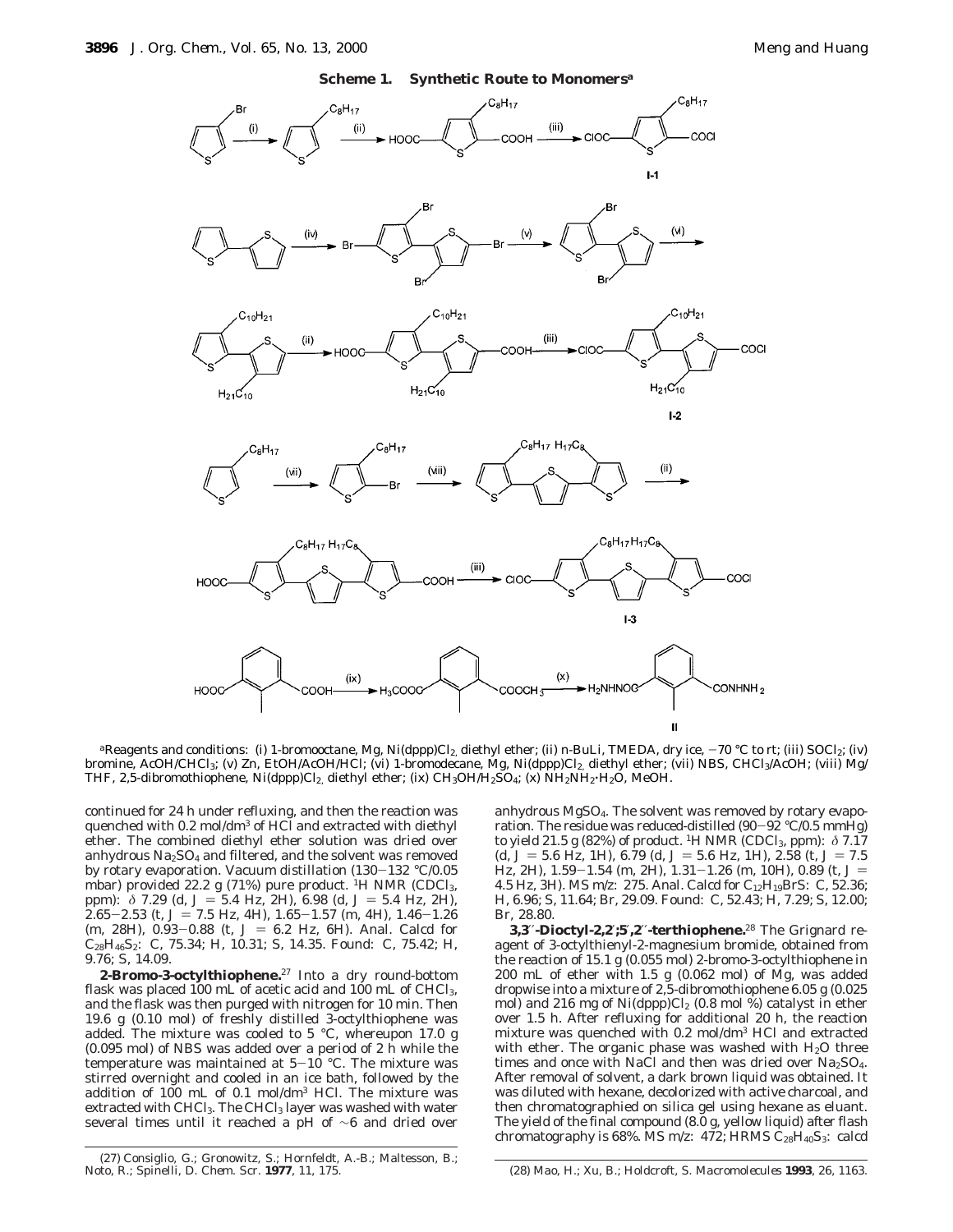**Scheme 1. Synthetic Route to Monomers**[a]

[a]Reagents and conditions: (i) 1-bromooctane, Mg, Ni(dppp)$Cl_2$, diethyl ether; (ii) n-BuLi, TMEDA, dry ice, −70 °C to rt; (iii) $SOCl_2$; (iv) bromine, AcOH/$CHCl_3$; (v) Zn, EtOH/AcOH/HCl; (vi) 1-bromodecane, Mg, Ni(dppp)$Cl_2$, diethyl ether; (vii) NBS, $CHCl_3$/AcOH; (viii) Mg/THF, 2,5-dibromothiophene, Ni(dppp)$Cl_2$, diethyl ether; (ix) $CH_3OH/H_2SO_4$; (x) $NH_2NH_2 \cdot H_2O$, MeOH.

continued for 24 h under refluxing, and then the reaction was quenched with 0.2 mol/dm$^3$ of HCl and extracted with diethyl ether. The combined diethyl ether solution was dried over anhydrous $Na_2SO_4$ and filtered, and the solvent was removed by rotary evaporation. Vacuum distillation (130−132 °C/0.05 mbar) provided 22.2 g (71%) pure product. $^1$H NMR ($CDCl_3$, ppm): δ 7.29 (d, *J* = 5.4 Hz, 2H), 6.98 (d, *J* = 5.4 Hz, 2H), 2.65−2.53 (t, *J* = 7.5 Hz, 4H), 1.65−1.57 (m, 4H), 1.46−1.26 (m, 28H), 0.93−0.88 (t, *J* = 6.2 Hz, 6H). Anal. Calcd for $C_{28}H_{46}S_2$: C, 75.34; H, 10.31; S, 14.35. Found: C, 75.42; H, 9.76; S, 14.09.

**2-Bromo-3-octylthiophene.**[27] Into a dry round-bottom flask was placed 100 mL of acetic acid and 100 mL of $CHCl_3$, and the flask was then purged with nitrogen for 10 min. Then 19.6 g (0.10 mol) of freshly distilled 3-octylthiophene was added. The mixture was cooled to 5 °C, whereupon 17.0 g (0.095 mol) of NBS was added over a period of 2 h while the temperature was maintained at 5−10 °C. The mixture was stirred overnight and cooled in an ice bath, followed by the addition of 100 mL of 0.1 mol/dm$^3$ HCl. The mixture was extracted with $CHCl_3$. The $CHCl_3$ layer was washed with water several times until it reached a pH of ∼6 and dried over anhydrous $MgSO_4$. The solvent was removed by rotary evaporation. The residue was reduced-distilled (90−92 °C/0.5 mmHg) to yield 21.5 g (82%) of product. $^1$H NMR ($CDCl_3$, ppm): δ 7.17 (d, *J* = 5.6 Hz, 1H), 6.79 (d, *J* = 5.6 Hz, 1H), 2.58 (t, *J* = 7.5 Hz, 2H), 1.59−1.54 (m, 2H), 1.31−1.26 (m, 10H), 0.89 (t, *J* = 4.5 Hz, 3H). MS *m/z*: 275. Anal. Calcd for $C_{12}H_{19}BrS$: C, 52.36; H, 6.96; S, 11.64; Br, 29.09. Found: C, 52.43; H, 7.29; S, 12.00; Br, 28.80.

**3,3″-Dioctyl-2,2′;5′,2″-terthiophene.**[28] The Grignard reagent of 3-octylthienyl-2-magnesium bromide, obtained from the reaction of 15.1 g (0.055 mol) 2-bromo-3-octylthiophene in 200 mL of ether with 1.5 g (0.062 mol) of Mg, was added dropwise into a mixture of 2,5-dibromothiophene 6.05 g (0.025 mol) and 216 mg of Ni(dppp)$Cl_2$ (0.8 mol %) catalyst in ether over 1.5 h. After refluxing for additional 20 h, the reaction mixture was quenched with 0.2 mol/dm$^3$ HCl and extracted with ether. The organic phase was washed with $H_2O$ three times and once with NaCl and then was dried over $Na_2SO_4$. After removal of solvent, a dark brown liquid was obtained. It was diluted with hexane, decolorized with active charcoal, and then chromatographied on silica gel using hexane as eluant. The yield of the final compound (8.0 g, yellow liquid) after flash chromatography is 68%. MS *m/z*: 472; HRMS $C_{28}H_{40}S_3$: calcd

(27) Consiglio, G.; Gronowitz, S.; Hornfeldt, A.-B.; Maltesson, B.; Noto, R.; Spinelli, D. *Chem. Scr.* **1977**, *11*, 175.

(28) Mao, H.; Xu, B.; Holdcroft, S. *Macromolecules* **1993**, *26*, 1163.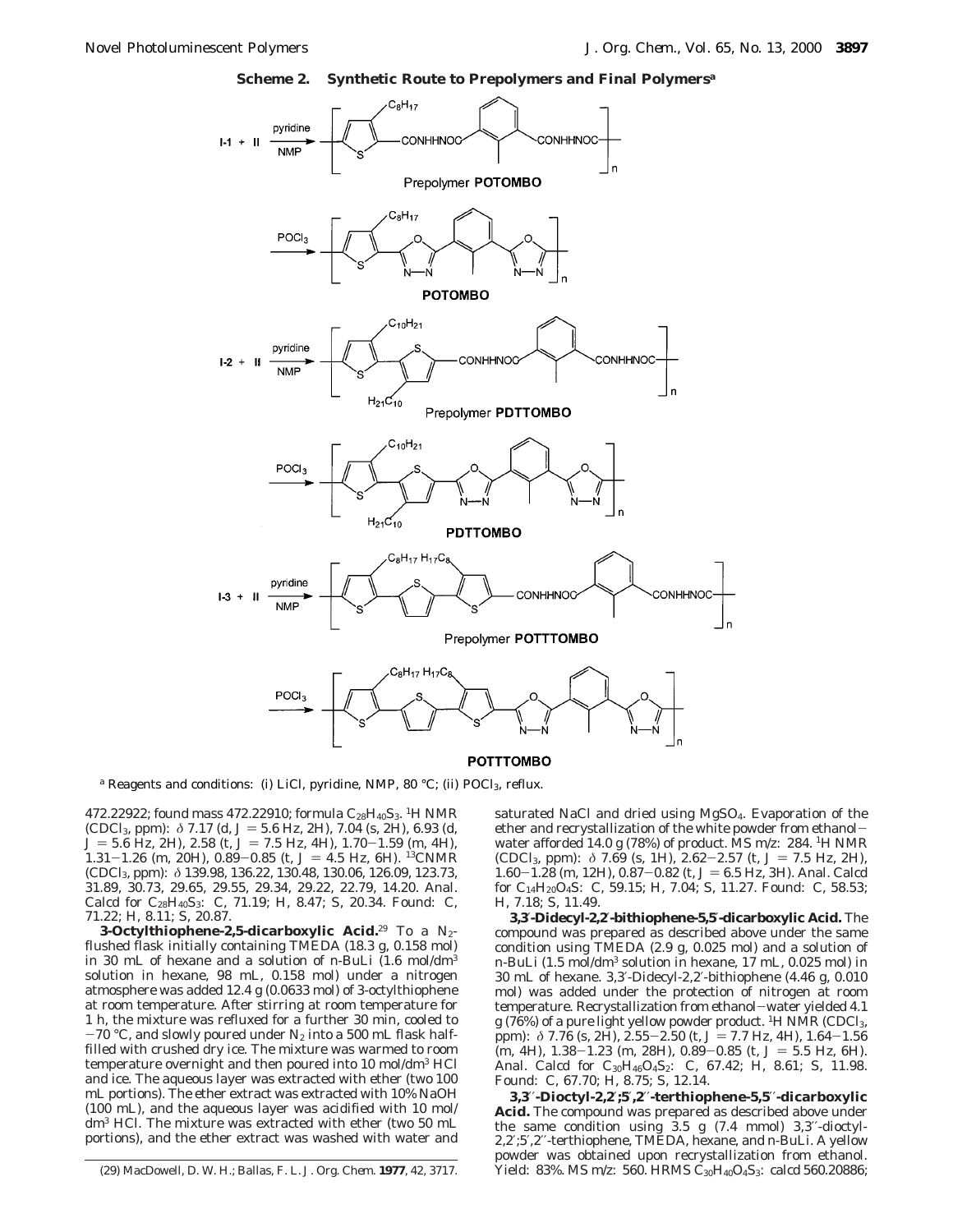**Scheme 2. Synthetic Route to Prepolymers and Final Polymers**[a]

[a] Reagents and conditions: (i) LiCl, pyridine, NMP, 80 °C; (ii) $POCl_3$, reflux.

472.22922; found mass 472.22910; formula $C_{28}H_{40}S_3$. $^1H$ NMR ($CDCl_3$, ppm): δ 7.17 (d, $J$ = 5.6 Hz, 2H), 7.04 (s, 2H), 6.93 (d, $J$ = 5.6 Hz, 2H), 2.58 (t, $J$ = 7.5 Hz, 4H), 1.70–1.59 (m, 4H), 1.31–1.26 (m, 20H), 0.89–0.85 (t, $J$ = 4.5 Hz, 6H). $^{13}$CNMR ($CDCl_3$, ppm): δ 139.98, 136.22, 130.48, 130.06, 126.09, 123.73, 31.89, 30.73, 29.65, 29.55, 29.34, 29.22, 22.79, 14.20. Anal. Calcd for $C_{28}H_{40}S_3$: C, 71.19; H, 8.47; S, 20.34. Found: C, 71.22; H, 8.11; S, 20.87.

**3-Octylthiophene-2,5-dicarboxylic Acid.**[29] To a $N_2$-flushed flask initially containing TMEDA (18.3 g, 0.158 mol) in 30 mL of hexane and a solution of n-BuLi (1.6 mol/dm$^3$ solution in hexane, 98 mL, 0.158 mol) under a nitrogen atmosphere was added 12.4 g (0.0633 mol) of 3-octylthiophene at room temperature. After stirring at room temperature for 1 h, the mixture was refluxed for a further 30 min, cooled to −70 °C, and slowly poured under $N_2$ into a 500 mL flask half-filled with crushed dry ice. The mixture was warmed to room temperature overnight and then poured into 10 mol/dm$^3$ HCl and ice. The aqueous layer was extracted with ether (two 100 mL portions). The ether extract was extracted with 10% NaOH (100 mL), and the aqueous layer was acidified with 10 mol/dm$^3$ HCl. The mixture was extracted with ether (two 50 mL portions), and the ether extract was washed with water and saturated NaCl and dried using $MgSO_4$. Evaporation of the ether and recrystallization of the white powder from ethanol–water afforded 14.0 g (78%) of product. MS m/z: 284. $^1H$ NMR ($CDCl_3$, ppm): δ 7.69 (s, 1H), 2.62–2.57 (t, $J$ = 7.5 Hz, 2H), 1.60–1.28 (m, 12H), 0.87–0.82 (t, $J$ = 6.5 Hz, 3H). Anal. Calcd for $C_{14}H_{20}O_4S$: C, 59.15; H, 7.04; S, 11.27. Found: C, 58.53; H, 7.18; S, 11.49.

**3,3′-Didecyl-2,2′-bithiophene-5,5′-dicarboxylic Acid.** The compound was prepared as described above under the same condition using TMEDA (2.9 g, 0.025 mol) and a solution of n-BuLi (1.5 mol/dm$^3$ solution in hexane, 17 mL, 0.025 mol) in 30 mL of hexane. 3,3′-Didecyl-2,2′-bithiophene (4.46 g, 0.010 mol) was added under the protection of nitrogen at room temperature. Recrystallization from ethanol–water yielded 4.1 g (76%) of a pure light yellow powder product. $^1H$ NMR ($CDCl_3$, ppm): δ 7.76 (s, 2H), 2.55–2.50 (t, $J$ = 7.7 Hz, 4H), 1.64–1.56 (m, 4H), 1.38–1.23 (m, 28H), 0.89–0.85 (t, $J$ = 5.5 Hz, 6H). Anal. Calcd for $C_{30}H_{46}O_4S_2$: C, 67.42; H, 8.61; S, 11.98. Found: C, 67.70; H, 8.75; S, 12.14.

**3,3′′-Dioctyl-2,2′;5′,2′′-terthiophene-5,5′′-dicarboxylic Acid.** The compound was prepared as described above under the same condition using 3.5 g (7.4 mmol) 3,3′′-dioctyl-2,2′;5′,2′′-terthiophene, TMEDA, hexane, and n-BuLi. A yellow powder was obtained upon recrystallization from ethanol. Yield: 83%. MS m/z: 560. HRMS $C_{30}H_{40}O_4S_3$: calcd 560.20886;

(29) MacDowell, D. W. H.; Ballas, F. L. *J. Org. Chem.* **1977**, 42, 3717.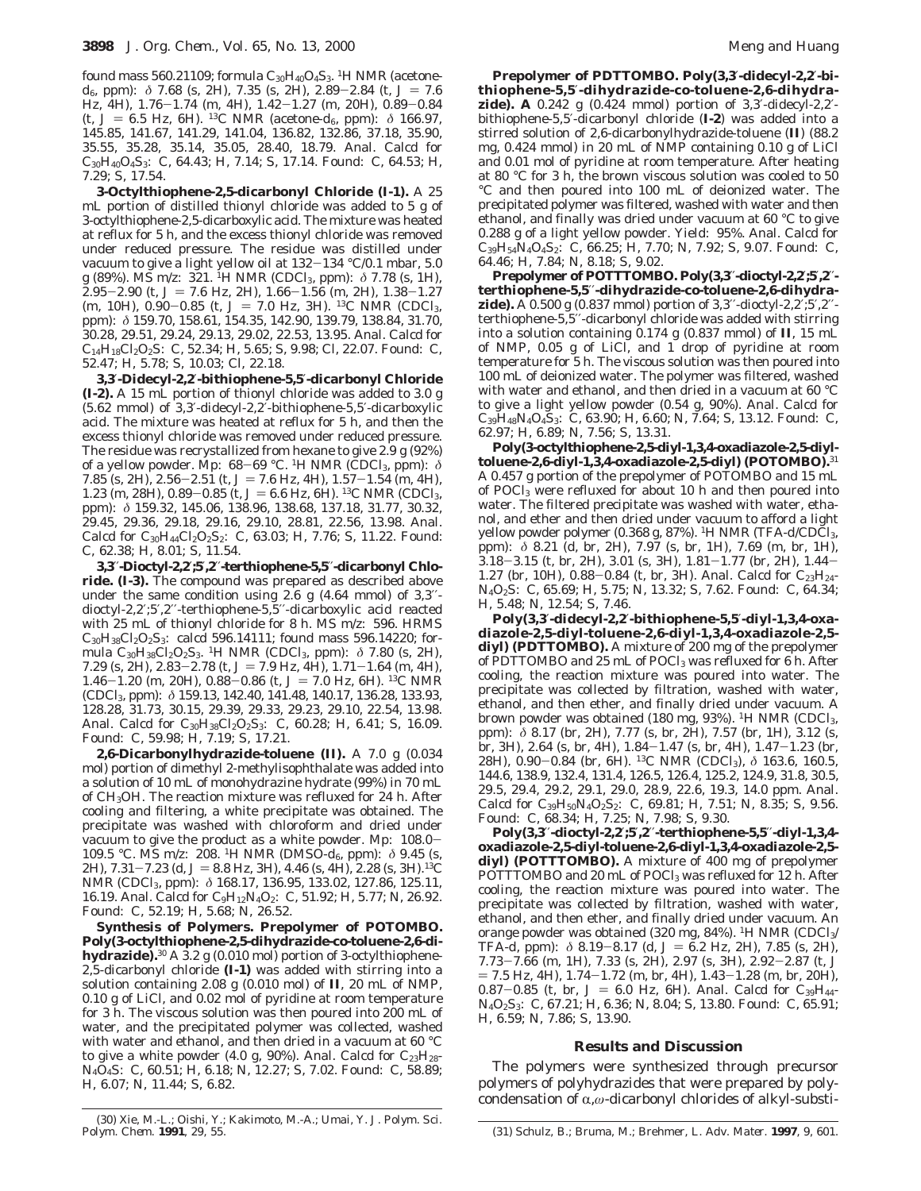found mass 560.21109; formula $C_{30}H_{40}O_4S_3$. $^1$H NMR (acetone-$d_6$, ppm): δ 7.68 (s, 2H), 7.35 (s, 2H), 2.89−2.84 (t, $J$ = 7.6 Hz, 4H), 1.76−1.74 (m, 4H), 1.42−1.27 (m, 20H), 0.89−0.84 (t, $J$ = 6.5 Hz, 6H). $^{13}$C NMR (acetone-$d_6$, ppm): δ 166.97, 145.85, 141.67, 141.29, 141.04, 136.82, 132.86, 37.18, 35.90, 35.55, 35.28, 35.14, 35.05, 28.40, 18.79. Anal. Calcd for $C_{30}H_{40}O_4S_3$: C, 64.43; H, 7.14; S, 17.14. Found: C, 64.53; H, 7.29; S, 17.54.

**3-Octylthiophene-2,5-dicarbonyl Chloride (I-1).** A 25 mL portion of distilled thionyl chloride was added to 5 g of 3-octylthiophene-2,5-dicarboxylic acid. The mixture was heated at reflux for 5 h, and the excess thionyl chloride was removed under reduced pressure. The residue was distilled under vacuum to give a light yellow oil at 132−134 °C/0.1 mbar, 5.0 g (89%). MS $m/z$: 321. $^1$H NMR ($CDCl_3$, ppm): δ 7.78 (s, 1H), 2.95−2.90 (t, $J$ = 7.6 Hz, 2H), 1.66−1.56 (m, 2H), 1.38−1.27 (m, 10H), 0.90−0.85 (t, $J$ = 7.0 Hz, 3H). $^{13}$C NMR ($CDCl_3$, ppm): δ 159.70, 158.61, 154.35, 142.90, 139.79, 138.84, 31.70, 30.28, 29.51, 29.24, 29.13, 29.02, 22.53, 13.95. Anal. Calcd for $C_{14}H_{18}Cl_2O_2S$: C, 52.34; H, 5.65; S, 9.98; Cl, 22.07. Found: C, 52.47; H, 5.78; S, 10.03; Cl, 22.18.

**3,3′-Didecyl-2,2′-bithiophene-5,5′-dicarbonyl Chloride (I-2).** A 15 mL portion of thionyl chloride was added to 3.0 g (5.62 mmol) of 3,3′-didecyl-2,2′-bithiophene-5,5′-dicarboxylic acid. The mixture was heated at reflux for 5 h, and then the excess thionyl chloride was removed under reduced pressure. The residue was recrystallized from hexane to give 2.9 g (92%) of a yellow powder. Mp: 68−69 °C. $^1$H NMR ($CDCl_3$, ppm): δ 7.85 (s, 2H), 2.56−2.51 (t, $J$ = 7.6 Hz, 4H), 1.57−1.54 (m, 4H), 1.23 (m, 28H), 0.89−0.85 (t, $J$ = 6.6 Hz, 6H). $^{13}$C NMR ($CDCl_3$, ppm): δ 159.32, 145.06, 138.96, 138.68, 137.18, 31.77, 30.32, 29.45, 29.36, 29.18, 29.16, 29.10, 28.81, 22.56, 13.98. Anal. Calcd for $C_{30}H_{44}Cl_2O_2S_2$: C, 63.03; H, 7.76; S, 11.22. Found: C, 62.38; H, 8.01; S, 11.54.

**3,3″-Dioctyl-2,2′;5′,2″-terthiophene-5,5″-dicarbonyl Chloride. (I-3).** The compound was prepared as described above under the same condition using 2.6 g (4.64 mmol) of 3,3″-dioctyl-2,2′;5′,2″-terthiophene-5,5″-dicarboxylic acid reacted with 25 mL of thionyl chloride for 8 h. MS $m/z$: 596. HRMS $C_{30}H_{38}Cl_2O_2S_3$: calcd 596.14111; found mass 596.14220; formula $C_{30}H_{38}Cl_2O_2S_3$. $^1$H NMR ($CDCl_3$, ppm): δ 7.80 (s, 2H), 7.29 (s, 2H), 2.83−2.78 (t, $J$ = 7.9 Hz, 4H), 1.71−1.64 (m, 4H), 1.46−1.20 (m, 20H), 0.88−0.86 (t, $J$ = 7.0 Hz, 6H). $^{13}$C NMR ($CDCl_3$, ppm): δ 159.13, 142.40, 141.48, 140.17, 136.28, 133.93, 128.28, 31.73, 30.15, 29.39, 29.33, 29.23, 29.10, 22.54, 13.98. Anal. Calcd for $C_{30}H_{38}Cl_2O_2S_3$: C, 60.28; H, 6.41; S, 16.09. Found: C, 59.98; H, 7.19; S, 17.21.

**2,6-Dicarbonylhydrazide-toluene (II).** A 7.0 g (0.034 mol) portion of dimethyl 2-methylisophthalate was added into a solution of 10 mL of monohydrazine hydrate (99%) in 70 mL of $CH_3OH$. The reaction mixture was refluxed for 24 h. After cooling and filtering, a white precipitate was obtained. The precipitate was washed with chloroform and dried under vacuum to give the product as a white powder. Mp: 108.0−109.5 °C. MS $m/z$: 208. $^1$H NMR (DMSO-$d_6$, ppm): δ 9.45 (s, 2H), 7.31−7.23 (d, $J$ = 8.8 Hz, 3H), 4.46 (s, 4H), 2.28 (s, 3H). $^{13}$C NMR ($CDCl_3$, ppm): δ 168.17, 136.95, 133.02, 127.86, 125.11, 16.19. Anal. Calcd for $C_9H_{12}N_4O_2$: C, 51.92; H, 5.77; N, 26.92. Found: C, 52.19; H, 5.68; N, 26.52.

**Synthesis of Polymers. Prepolymer of POTOMBO. Poly(3-octylthiophene-2,5-dihydrazide-co-toluene-2,6-dihydrazide).**[30] A 3.2 g (0.010 mol) portion of 3-octylthiophene-2,5-dicarbonyl chloride **(I-1)** was added with stirring into a solution containing 2.08 g (0.010 mol) of **II**, 20 mL of NMP, 0.10 g of LiCl, and 0.02 mol of pyridine at room temperature for 3 h. The viscous solution was then poured into 200 mL of water, and the precipitated polymer was collected, washed with water and ethanol, and then dried in a vacuum at 60 °C to give a white powder (4.0 g, 90%). Anal. Calcd for $C_{23}H_{28}N_4O_4S$: C, 60.51; H, 6.18; N, 12.27; S, 7.02. Found: C, 58.89; H, 6.07; N, 11.44; S, 6.82.

**Prepolymer of PDTTOMBO. Poly(3,3′-didecyl-2,2′-bithiophene-5,5′-dihydrazide-co-toluene-2,6-dihydrazide). A** 0.242 g (0.424 mmol) portion of 3,3′-didecyl-2,2′-bithiophene-5,5′-dicarbonyl chloride (**I-2**) was added into a stirred solution of 2,6-dicarbonylhydrazide-toluene (**II**) (88.2 mg, 0.424 mmol) in 20 mL of NMP containing 0.10 g of LiCl and 0.01 mol of pyridine at room temperature. After heating at 80 °C for 3 h, the brown viscous solution was cooled to 50 °C and then poured into 100 mL of deionized water. The precipitated polymer was filtered, washed with water and then ethanol, and finally was dried under vacuum at 60 °C to give 0.288 g of a light yellow powder. Yield: 95%. Anal. Calcd for $C_{39}H_{54}N_4O_4S_2$: C, 66.25; H, 7.70; N, 7.92; S, 9.07. Found: C, 64.46; H, 7.84; N, 8.18; S, 9.02.

**Prepolymer of POTTTOMBO. Poly(3,3″-dioctyl-2,2′;5′,2″-terthiophene-5,5″-dihydrazide-co-toluene-2,6-dihydrazide).** A 0.500 g (0.837 mmol) portion of 3,3″-dioctyl-2,2′;5′,2″-terthiophene-5,5″-dicarbonyl chloride was added with stirring into a solution containing 0.174 g (0.837 mmol) of **II**, 15 mL of NMP, 0.05 g of LiCl, and 1 drop of pyridine at room temperature for 5 h. The viscous solution was then poured into 100 mL of deionized water. The polymer was filtered, washed with water and ethanol, and then dried in a vacuum at 60 °C to give a light yellow powder (0.54 g, 90%). Anal. Calcd for $C_{39}H_{48}N_4O_4S_3$: C, 63.90; H, 6.60; N, 7.64; S, 13.12. Found: C, 62.97; H, 6.89; N, 7.56; S, 13.31.

**Poly(3-octylthiophene-2,5-diyl-1,3,4-oxadiazole-2,5-diyl-toluene-2,6-diyl-1,3,4-oxadiazole-2,5-diyl) (POTOMBO).**[31] A 0.457 g portion of the prepolymer of POTOMBO and 15 mL of $POCl_3$ were refluxed for about 10 h and then poured into water. The filtered precipitate was washed with water, ethanol, and ether and then dried under vacuum to afford a light yellow powder polymer (0.368 g, 87%). $^1$H NMR (TFA-$d$/$CDCl_3$, ppm): δ 8.21 (d, br, 2H), 7.97 (s, br, 1H), 7.69 (m, br, 1H), 3.18−3.15 (t, br, 2H), 3.01 (s, 3H), 1.81−1.77 (br, 2H), 1.44−1.27 (br, 10H), 0.88−0.84 (t, br, 3H). Anal. Calcd for $C_{23}H_{24}N_4O_2S$: C, 65.69; H, 5.75; N, 13.32; S, 7.62. Found: C, 64.34; H, 5.48; N, 12.54; S, 7.46.

**Poly(3,3′-didecyl-2,2′-bithiophene-5,5′-diyl-1,3,4-oxadiazole-2,5-diyl-toluene-2,6-diyl-1,3,4-oxadiazole-2,5-diyl) (PDTTOMBO).** A mixture of 200 mg of the prepolymer of PDTTOMBO and 25 mL of $POCl_3$ was refluxed for 6 h. After cooling, the reaction mixture was poured into water. The precipitate was collected by filtration, washed with water, ethanol, and then ether, and finally dried under vacuum. A brown powder was obtained (180 mg, 93%). $^1$H NMR ($CDCl_3$, ppm): δ 8.17 (br, 2H), 7.77 (s, br, 2H), 7.57 (br, 1H), 3.12 (s, br, 3H), 2.64 (s, br, 4H), 1.84−1.47 (s, br, 4H), 1.47−1.23 (br, 28H), 0.90−0.84 (br, 6H). $^{13}$C NMR ($CDCl_3$), δ 163.6, 160.5, 144.6, 138.9, 132.4, 131.4, 126.5, 126.4, 125.2, 124.9, 31.8, 30.5, 29.5, 29.4, 29.2, 29.1, 29.0, 28.9, 22.6, 19.3, 14.0 ppm. Anal. Calcd for $C_{39}H_{50}N_4O_2S_2$: C, 69.81; H, 7.51; N, 8.35; S, 9.56. Found: C, 68.34; H, 7.25; N, 7.98; S, 9.30.

**Poly(3,3″-dioctyl-2,2′;5′,2″-terthiophene-5,5″-diyl-1,3,4-oxadiazole-2,5-diyl-toluene-2,6-diyl-1,3,4-oxadiazole-2,5-diyl) (POTTTOMBO).** A mixture of 400 mg of prepolymer POTTTOMBO and 20 mL of $POCl_3$ was refluxed for 12 h. After cooling, the reaction mixture was poured into water. The precipitate was collected by filtration, washed with water, ethanol, and then ether, and finally dried under vacuum. An orange powder was obtained (320 mg, 84%). $^1$H NMR ($CDCl_3$/TFA-$d$, ppm): δ 8.19−8.17 (d, $J$ = 6.2 Hz, 2H), 7.85 (s, 2H), 7.73−7.66 (m, 1H), 7.33 (s, 2H), 2.97 (s, 3H), 2.92−2.87 (t, $J$ = 7.5 Hz, 4H), 1.74−1.72 (m, br, 4H), 1.43−1.28 (m, br, 20H), 0.87−0.85 (t, br, $J$ = 6.0 Hz, 6H). Anal. Calcd for $C_{39}H_{44}N_4O_2S_3$: C, 67.21; H, 6.36; N, 8.04; S, 13.80. Found: C, 65.91; H, 6.59; N, 7.86; S, 13.90.

## Results and Discussion

The polymers were synthesized through precursor polymers of polyhydrazides that were prepared by polycondensation of α,ω-dicarbonyl chlorides of alkyl-substi-

(30) Xie, M.-L.; Oishi, Y.; Kakimoto, M.-A.; Umai, Y. *J. Polym. Sci. Polym. Chem.* **1991**, *29*, 55.

(31) Schulz, B.; Bruma, M.; Brehmer, L. *Adv. Mater.* **1997**, *9*, 601.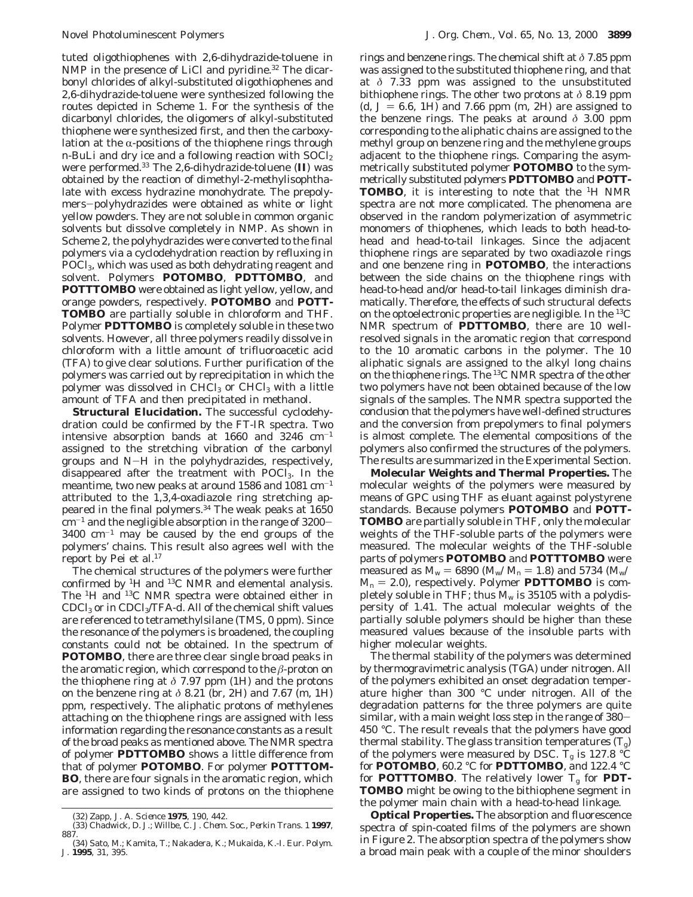tuted oligothiophenes with 2,6-dihydrazide-toluene in NMP in the presence of LiCl and pyridine.[32] The dicarbonyl chlorides of alkyl-substituted oligothiophenes and 2,6-dihydrazide-toluene were synthesized following the routes depicted in Scheme 1. For the synthesis of the dicarbonyl chlorides, the oligomers of alkyl-substituted thiophene were synthesized first, and then the carboxylation at the α-positions of the thiophene rings through n-BuLi and dry ice and a following reaction with $SOCl_2$ were performed.[33] The 2,6-dihydrazide-toluene (**II**) was obtained by the reaction of dimethyl-2-methylisophthalate with excess hydrazine monohydrate. The prepolymers–polyhydrazides were obtained as white or light yellow powders. They are not soluble in common organic solvents but dissolve completely in NMP. As shown in Scheme 2, the polyhydrazides were converted to the final polymers via a cyclodehydration reaction by refluxing in $POCl_3$, which was used as both dehydrating reagent and solvent. Polymers **POTOMBO**, **PDTTOMBO**, and **POTTTOMBO** were obtained as light yellow, yellow, and orange powders, respectively. **POTOMBO** and **POTTTOMBO** are partially soluble in chloroform and THF. Polymer **PDTTOMBO** is completely soluble in these two solvents. However, all three polymers readily dissolve in chloroform with a little amount of trifluoroacetic acid (TFA) to give clear solutions. Further purification of the polymers was carried out by reprecipitation in which the polymer was dissolved in $CHCl_3$ or $CHCl_3$ with a little amount of TFA and then precipitated in methanol.

**Structural Elucidation.** The successful cyclodehydration could be confirmed by the FT-IR spectra. Two intensive absorption bands at 1660 and 3246 $cm^{-1}$ assigned to the stretching vibration of the carbonyl groups and N–H in the polyhydrazides, respectively, disappeared after the treatment with $POCl_3$. In the meantime, two new peaks at around 1586 and 1081 $cm^{-1}$ attributed to the 1,3,4-oxadiazole ring stretching appeared in the final polymers.[34] The weak peaks at 1650 $cm^{-1}$ and the negligible absorption in the range of 3200–3400 $cm^{-1}$ may be caused by the end groups of the polymers' chains. This result also agrees well with the report by Pei et al.[17]

The chemical structures of the polymers were further confirmed by $^1H$ and $^{13}C$ NMR and elemental analysis. The $^1H$ and $^{13}C$ NMR spectra were obtained either in $CDCl_3$ or in $CDCl_3$/TFA-d. All of the chemical shift values are referenced to tetramethylsilane (TMS, 0 ppm). Since the resonance of the polymers is broadened, the coupling constants could not be obtained. In the spectrum of **POTOMBO**, there are three clear single broad peaks in the aromatic region, which correspond to the β-proton on the thiophene ring at δ 7.97 ppm (1H) and the protons on the benzene ring at δ 8.21 (br, 2H) and 7.67 (m, 1H) ppm, respectively. The aliphatic protons of methylenes attaching on the thiophene rings are assigned with less information regarding the resonance constants as a result of the broad peaks as mentioned above. The NMR spectra of polymer **PDTTOMBO** shows a little difference from that of polymer **POTOMBO**. For polymer **POTTTOMBO**, there are four signals in the aromatic region, which are assigned to two kinds of protons on the thiophene rings and benzene rings. The chemical shift at δ 7.85 ppm was assigned to the substituted thiophene ring, and that at δ 7.33 ppm was assigned to the unsubstituted bithiophene rings. The other two protons at δ 8.19 ppm (d, $J = 6.6$, 1H) and 7.66 ppm (m, 2H) are assigned to the benzene rings. The peaks at around δ 3.00 ppm corresponding to the aliphatic chains are assigned to the methyl group on benzene ring and the methylene groups adjacent to the thiophene rings. Comparing the asymmetrically substituted polymer **POTOMBO** to the symmetrically substituted polymers **PDTTOMBO** and **POTTTOMBO**, it is interesting to note that the $^1H$ NMR spectra are not more complicated. The phenomena are observed in the random polymerization of asymmetric monomers of thiophenes, which leads to both head-to-head and head-to-tail linkages. Since the adjacent thiophene rings are separated by two oxadiazole rings and one benzene ring in **POTOMBO**, the interactions between the side chains on the thiophene rings with head-to-head and/or head-to-tail linkages diminish dramatically. Therefore, the effects of such structural defects on the optoelectronic properties are negligible. In the $^{13}C$ NMR spectrum of **PDTTOMBO**, there are 10 well-resolved signals in the aromatic region that correspond to the 10 aromatic carbons in the polymer. The 10 aliphatic signals are assigned to the alkyl long chains on the thiophene rings. The $^{13}C$ NMR spectra of the other two polymers have not been obtained because of the low signals of the samples. The NMR spectra supported the conclusion that the polymers have well-defined structures and the conversion from prepolymers to final polymers is almost complete. The elemental compositions of the polymers also confirmed the structures of the polymers. The results are summarized in the Experimental Section.

**Molecular Weights and Thermal Properties.** The molecular weights of the polymers were measured by means of GPC using THF as eluant against polystyrene standards. Because polymers **POTOMBO** and **POTTTOMBO** are partially soluble in THF, only the molecular weights of the THF-soluble parts of the polymers were measured. The molecular weights of the THF-soluble parts of polymers **POTOMBO** and **POTTTOMBO** were measured as $M_w = 6890$ ($M_w/M_n = 1.8$) and 5734 ($M_w/M_n = 2.0$), respectively. Polymer **PDTTOMBO** is completely soluble in THF; thus $M_w$ is 35105 with a polydispersity of 1.41. The actual molecular weights of the partially soluble polymers should be higher than these measured values because of the insoluble parts with higher molecular weights.

The thermal stability of the polymers was determined by thermogravimetric analysis (TGA) under nitrogen. All of the polymers exhibited an onset degradation temperature higher than 300 °C under nitrogen. All of the degradation patterns for the three polymers are quite similar, with a main weight loss step in the range of 380–450 °C. The result reveals that the polymers have good thermal stability. The glass transition temperatures ($T_g$) of the polymers were measured by DSC. $T_g$ is 127.8 °C for **POTOMBO**, 60.2 °C for **PDTTOMBO**, and 122.4 °C for **POTTTOMBO**. The relatively lower $T_g$ for **PDTTOMBO** might be owing to the bithiophene segment in the polymer main chain with a head-to-head linkage.

**Optical Properties.** The absorption and fluorescence spectra of spin-coated films of the polymers are shown in Figure 2. The absorption spectra of the polymers show a broad main peak with a couple of the minor shoulders

(32) Zapp, J. A. *Science* **1975**, 190, 442.

(33) Chadwick, D. J.; Willbe, C. *J. Chem. Soc., Perkin Trans. 1* **1997**, 887.

(34) Sato, M.; Kamita, T.; Nakadera, K.; Mukaida, K.-I. *Eur. Polym. J.* **1995**, 31, 395.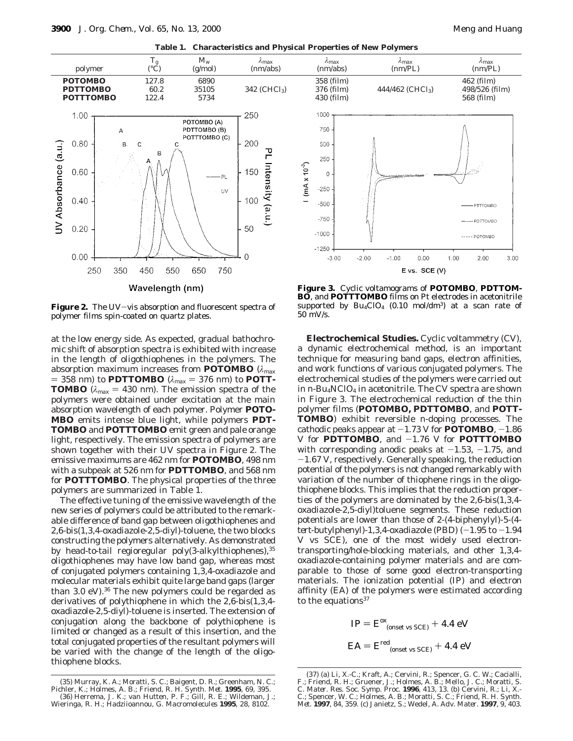**Table 1. Characteristics and Physical Properties of New Polymers**

| polymer | $T_g$ (°C) | $M_w$ (g/mol) | $\lambda_{max}$ (nm/abs) | $\lambda_{max}$ (nm/abs) | $\lambda_{max}$ (nm/PL) | $\lambda_{max}$ (nm/PL) |
|---|---|---|---|---|---|---|
| **POTOMBO** | 127.8 | 6890 | | 358 (film) | | 462 (film) |
| **PDTTOMBO** | 60.2 | 35105 | 342 ($CHCl_3$) | 376 (film) | 444/462 ($CHCl_3$) | 498/526 (film) |
| **POTTTOMBO** | 122.4 | 5734 | | 430 (film) | | 568 (film) |

**Figure 2.** The UV–vis absorption and fluorescent spectra of polymer films spin-coated on quartz plates.

**Figure 3.** Cyclic voltamograms of **POTOMBO**, **PDTTOMBO**, and **POTTTOMBO** films on Pt electrodes in acetonitrile supported by $Bu_4ClO_4$ (0.10 mol/dm$^3$) at a scan rate of 50 mV/s.

at the low energy side. As expected, gradual bathochromic shift of absorption spectra is exhibited with increase in the length of oligothiophenes in the polymers. The absorption maximum increases from **POTOMBO** ($\lambda_{max}$ = 358 nm) to **PDTTOMBO** ($\lambda_{max}$ = 376 nm) to **POTTTOMBO** ($\lambda_{max}$ = 430 nm). The emission spectra of the polymers were obtained under excitation at the main absorption wavelength of each polymer. Polymer **POTOMBO** emits intense blue light, while polymers **PDTTOMBO** and **POTTTOMBO** emit green and pale orange light, respectively. The emission spectra of polymers are shown together with their UV spectra in Figure 2. The emissive maximums are 462 nm for **POTOMBO**, 498 nm with a subpeak at 526 nm for **PDTTOMBO**, and 568 nm for **POTTTOMBO**. The physical properties of the three polymers are summarized in Table 1.

The effective tuning of the emissive wavelength of the new series of polymers could be attributed to the remarkable difference of band gap between oligothiophenes and 2,6-bis(1,3,4-oxadiazole-2,5-diyl)-toluene, the two blocks constructing the polymers alternatively. As demonstrated by head-to-tail regioregular poly(3-alkylthiophenes),[35] oligothiophenes may have low band gap, whereas most of conjugated polymers containing 1,3,4-oxadiazole and molecular materials exhibit quite large band gaps (larger than 3.0 eV).[36] The new polymers could be regarded as derivatives of polythiophene in which the 2,6-bis(1,3,4-oxadiazole-2,5-diyl)-toluene is inserted. The extension of conjugation along the backbone of polythiophene is limited or changed as a result of this insertion, and the total conjugated properties of the resultant polymers will be varied with the change of the length of the oligothiophene blocks.

**Electrochemical Studies.** Cyclic voltammetry (CV), a dynamic electrochemical method, is an important technique for measuring band gaps, electron affinities, and work functions of various conjugated polymers. The electrochemical studies of the polymers were carried out in n-$Bu_4NClO_4$ in acetonitrile. The CV spectra are shown in Figure 3. The electrochemical reduction of the thin polymer films (**POTOMBO, PDTTOMBO**, and **POTTTOMBO**) exhibit reversible n-doping processes. The cathodic peaks appear at −1.73 V for **POTOMBO**, −1.86 V for **PDTTOMBO**, and −1.76 V for **POTTTOMBO** with corresponding anodic peaks at −1.53, −1.75, and −1.67 V, respectively. Generally speaking, the reduction potential of the polymers is not changed remarkably with variation of the number of thiophene rings in the oligothiophene blocks. This implies that the reduction properties of the polymers are dominated by the 2,6-bis(1,3,4-oxadiazole-2,5-diyl)toluene segments. These reduction potentials are lower than those of 2-(4-biphenylyl)-5-(4-*tert*-butylphenyl)-1,3,4-oxadiazole (PBD) (−1.95 to −1.94 V vs SCE), one of the most widely used electron-transporting/hole-blocking materials, and other 1,3,4-oxadiazole-containing polymer materials and are comparable to those of some good electron-transporting materials. The ionization potential (IP) and electron affinity (EA) of the polymers were estimated according to the equations[37]

$$IP = E^{ox}_{(onset\ vs\ SCE)} + 4.4\ eV$$

$$EA = E^{red}_{(onset\ vs\ SCE)} + 4.4\ eV$$

(35) Murray, K. A.; Moratti, S. C.; Baigent, D. R.; Greenham, N. C.; Pichler, K.; Holmes, A. B.; Friend, R. H. *Synth. Met.* **1995**, *69*, 395.

(36) Herrema, J. K.; van Hutten, P. F.; Gill, R. E.; Wildeman, J.; Wieringa, R. H.; Hadziioannou, G. *Macromolecules* **1995**, *28*, 8102.

(37) (a) Li, X.-C.; Kraft, A.; Cervini, R.; Spencer, G. C. W.; Cacialli, F.; Friend, R. H.; Gruener, J.; Holmes, A. B.; Mello, J. C.; Moratti, S. C. *Mater. Res. Soc. Symp. Proc.* **1996**, *413*, 13. (b) Cervini, R.; Li, X.-C.; Spencer, W. C.; Holmes, A. B.; Moratti, S. C.; Friend, R. H. *Synth. Met.* **1997**, *84*, 359. (c) Janietz, S.; Wedel, A. *Adv. Mater.* **1997**, *9*, 403.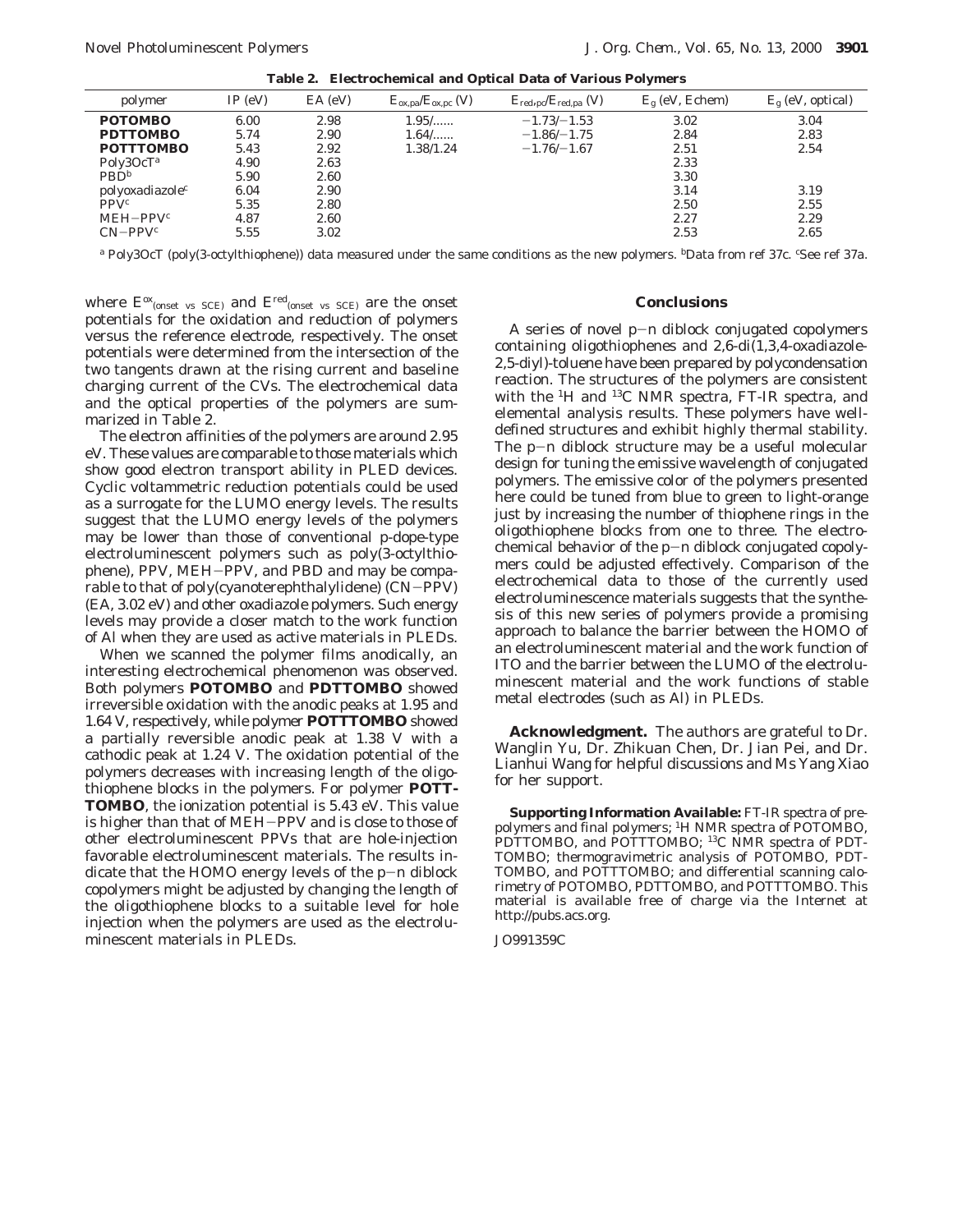**Table 2. Electrochemical and Optical Data of Various Polymers**

| polymer | IP (eV) | EA (eV) | $E_{ox,pa}/E_{ox,pc}$ (V) | $E_{red,pc}/E_{red,pa}$ (V) | $E_g$ (eV, Echem) | $E_g$ (eV, optical) |
|---|---|---|---|---|---|---|
| **POTOMBO** | 6.00 | 2.98 | 1.95/...... | −1.73/−1.53 | 3.02 | 3.04 |
| **PDTTOMBO** | 5.74 | 2.90 | 1.64/...... | −1.86/−1.75 | 2.84 | 2.83 |
| **POTTTOMBO** | 5.43 | 2.92 | 1.38/1.24 | −1.76/−1.67 | 2.51 | 2.54 |
| Poly3OcT[a] | 4.90 | 2.63 | | | 2.33 | |
| PBD[b] | 5.90 | 2.60 | | | 3.30 | |
| polyoxadiazole[c] | 6.04 | 2.90 | | | 3.14 | 3.19 |
| PPV[c] | 5.35 | 2.80 | | | 2.50 | 2.55 |
| MEH−PPV[c] | 4.87 | 2.60 | | | 2.27 | 2.29 |
| CN−PPV[c] | 5.55 | 3.02 | | | 2.53 | 2.65 |

[a] Poly3OcT (poly(3-octylthiophene)) data measured under the same conditions as the new polymers. [b]Data from ref 37c. [c]See ref 37a.

where $E^{ox}_{(onset\ vs\ SCE)}$ and $E^{red}_{(onset\ vs\ SCE)}$ are the onset potentials for the oxidation and reduction of polymers versus the reference electrode, respectively. The onset potentials were determined from the intersection of the two tangents drawn at the rising current and baseline charging current of the CVs. The electrochemical data and the optical properties of the polymers are summarized in Table 2.

The electron affinities of the polymers are around 2.95 eV. These values are comparable to those materials which show good electron transport ability in PLED devices. Cyclic voltammetric reduction potentials could be used as a surrogate for the LUMO energy levels. The results suggest that the LUMO energy levels of the polymers may be lower than those of conventional p-dope-type electroluminescent polymers such as poly(3-octylthiophene), PPV, MEH−PPV, and PBD and may be comparable to that of poly(cyanoterephthalylidene) (CN−PPV) (EA, 3.02 eV) and other oxadiazole polymers. Such energy levels may provide a closer match to the work function of Al when they are used as active materials in PLEDs.

When we scanned the polymer films anodically, an interesting electrochemical phenomenon was observed. Both polymers **POTOMBO** and **PDTTOMBO** showed irreversible oxidation with the anodic peaks at 1.95 and 1.64 V, respectively, while polymer **POTTTOMBO** showed a partially reversible anodic peak at 1.38 V with a cathodic peak at 1.24 V. The oxidation potential of the polymers decreases with increasing length of the oligothiophene blocks in the polymers. For polymer **POTTTOMBO**, the ionization potential is 5.43 eV. This value is higher than that of MEH−PPV and is close to those of other electroluminescent PPVs that are hole-injection favorable electroluminescent materials. The results indicate that the HOMO energy levels of the p−n diblock copolymers might be adjusted by changing the length of the oligothiophene blocks to a suitable level for hole injection when the polymers are used as the electroluminescent materials in PLEDs.

## Conclusions

A series of novel p−n diblock conjugated copolymers containing oligothiophenes and 2,6-di(1,3,4-oxadiazole-2,5-diyl)-toluene have been prepared by polycondensation reaction. The structures of the polymers are consistent with the [1]H and [13]C NMR spectra, FT-IR spectra, and elemental analysis results. These polymers have well-defined structures and exhibit highly thermal stability. The p−n diblock structure may be a useful molecular design for tuning the emissive wavelength of conjugated polymers. The emissive color of the polymers presented here could be tuned from blue to green to light-orange just by increasing the number of thiophene rings in the oligothiophene blocks from one to three. The electrochemical behavior of the p−n diblock conjugated copolymers could be adjusted effectively. Comparison of the electrochemical data to those of the currently used electroluminescence materials suggests that the synthesis of this new series of polymers provide a promising approach to balance the barrier between the HOMO of an electroluminescent material and the work function of ITO and the barrier between the LUMO of the electroluminescent material and the work functions of stable metal electrodes (such as Al) in PLEDs.

**Acknowledgment.** The authors are grateful to Dr. Wanglin Yu, Dr. Zhikuan Chen, Dr. Jian Pei, and Dr. Lianhui Wang for helpful discussions and Ms Yang Xiao for her support.

**Supporting Information Available:** FT-IR spectra of prepolymers and final polymers; [1]H NMR spectra of POTOMBO, PDTTOMBO, and POTTTOMBO; [13]C NMR spectra of PDTTOMBO; thermogravimetric analysis of POTOMBO, PDTTOMBO, and POTTTOMBO; and differential scanning calorimetry of POTOMBO, PDTTOMBO, and POTTTOMBO. This material is available free of charge via the Internet at http://pubs.acs.org.

JO991359C